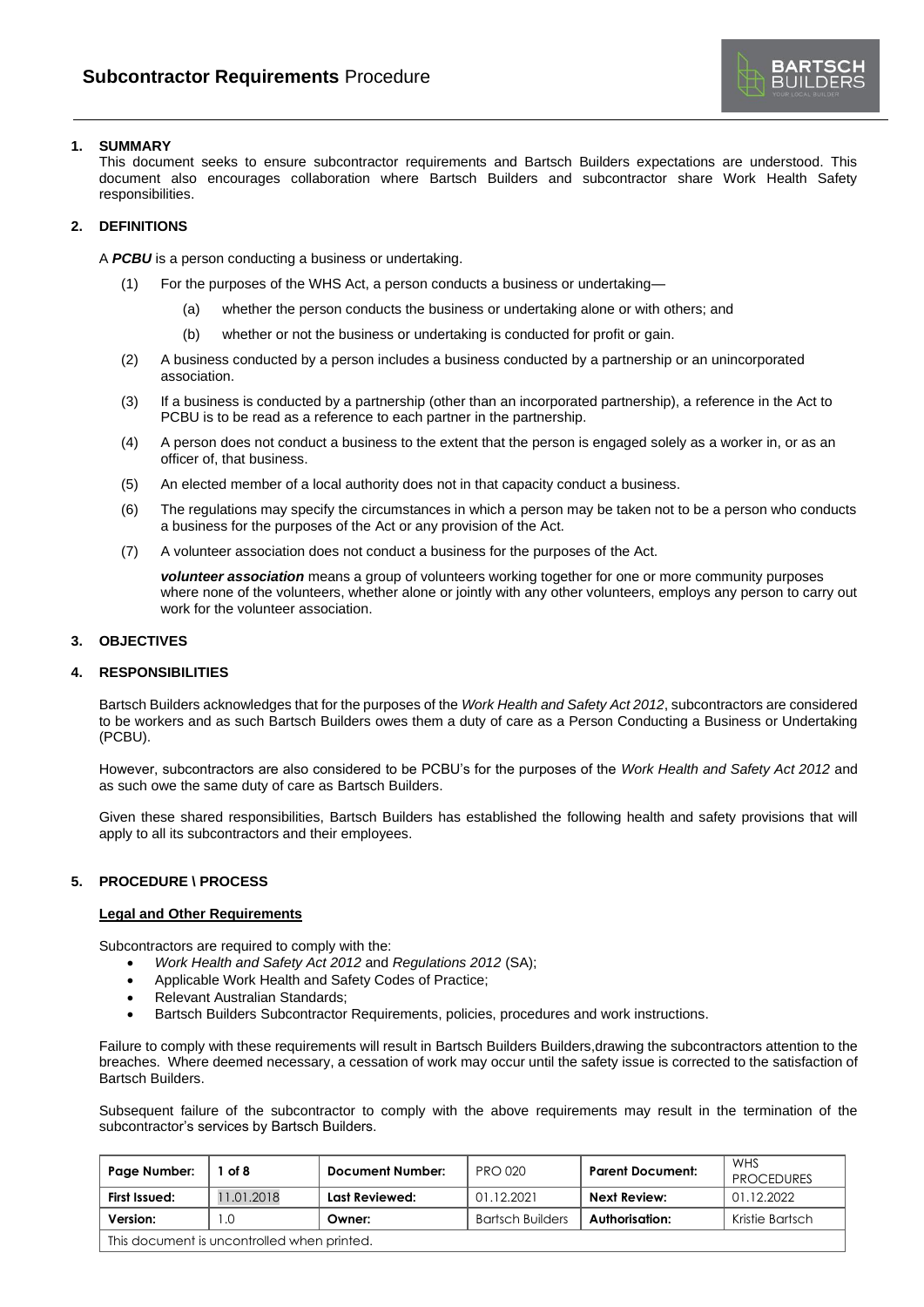# **Subcontractor Requirements** Procedure

## 1. SUMMARY

This document seeks to ensure subcontractor requirements and Bartsch Builders expectations are understood. This document also encourages collaboration where Bartsch Builders and subcontractor share Work Health Safety responsibilities.

## 2. DEFINITIONS

A ***PCBU*** is a person conducting a business or undertaking.

(1) For the purposes of the WHS Act, a person conducts a business or undertaking—

(a) whether the person conducts the business or undertaking alone or with others; and

(b) whether or not the business or undertaking is conducted for profit or gain.

(2) A business conducted by a person includes a business conducted by a partnership or an unincorporated association.

(3) If a business is conducted by a partnership (other than an incorporated partnership), a reference in the Act to PCBU is to be read as a reference to each partner in the partnership.

(4) A person does not conduct a business to the extent that the person is engaged solely as a worker in, or as an officer of, that business.

(5) An elected member of a local authority does not in that capacity conduct a business.

(6) The regulations may specify the circumstances in which a person may be taken not to be a person who conducts a business for the purposes of the Act or any provision of the Act.

(7) A volunteer association does not conduct a business for the purposes of the Act.

***volunteer association*** means a group of volunteers working together for one or more community purposes where none of the volunteers, whether alone or jointly with any other volunteers, employs any person to carry out work for the volunteer association.

## 3. OBJECTIVES

## 4. RESPONSIBILITIES

Bartsch Builders acknowledges that for the purposes of the *Work Health and Safety Act 2012*, subcontractors are considered to be workers and as such Bartsch Builders owes them a duty of care as a Person Conducting a Business or Undertaking (PCBU).

However, subcontractors are also considered to be PCBU's for the purposes of the *Work Health and Safety Act 2012* and as such owe the same duty of care as Bartsch Builders.

Given these shared responsibilities, Bartsch Builders has established the following health and safety provisions that will apply to all its subcontractors and their employees.

## 5. PROCEDURE \ PROCESS

**Legal and Other Requirements**

Subcontractors are required to comply with the:

- *Work Health and Safety Act 2012* and *Regulations 2012* (SA);
- Applicable Work Health and Safety Codes of Practice;
- Relevant Australian Standards;
- Bartsch Builders Subcontractor Requirements, policies, procedures and work instructions.

Failure to comply with these requirements will result in Bartsch Builders Builders,drawing the subcontractors attention to the breaches. Where deemed necessary, a cessation of work may occur until the safety issue is corrected to the satisfaction of Bartsch Builders.

Subsequent failure of the subcontractor to comply with the above requirements may result in the termination of the subcontractor's services by Bartsch Builders.

| Page Number: | 1 of 8 | Document Number: | PRO 020 | Parent Document: | WHS PROCEDURES |
|---|---|---|---|---|---|
| First Issued: | 11.01.2018 | Last Reviewed: | 01.12.2021 | Next Review: | 01.12.2022 |
| Version: | 1.0 | Owner: | Bartsch Builders | Authorisation: | Kristie Bartsch |
| This document is uncontrolled when printed. | | | | | |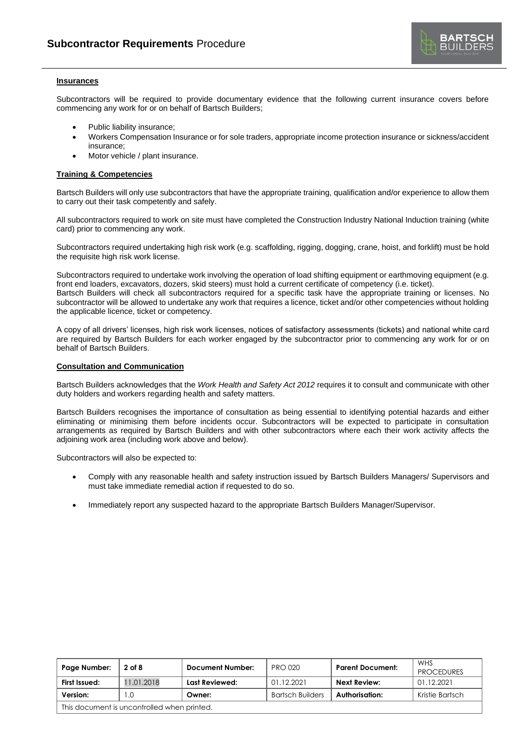#### Insurances

Subcontractors will be required to provide documentary evidence that the following current insurance covers before commencing any work for or on behalf of Bartsch Builders;

- Public liability insurance;
- Workers Compensation Insurance or for sole traders, appropriate income protection insurance or sickness/accident insurance;
- Motor vehicle / plant insurance.

#### Training & Competencies

Bartsch Builders will only use subcontractors that have the appropriate training, qualification and/or experience to allow them to carry out their task competently and safely.

All subcontractors required to work on site must have completed the Construction Industry National Induction training (white card) prior to commencing any work.

Subcontractors required undertaking high risk work (e.g. scaffolding, rigging, dogging, crane, hoist, and forklift) must be hold the requisite high risk work license.

Subcontractors required to undertake work involving the operation of load shifting equipment or earthmoving equipment (e.g. front end loaders, excavators, dozers, skid steers) must hold a current certificate of competency (i.e. ticket).
Bartsch Builders will check all subcontractors required for a specific task have the appropriate training or licenses. No subcontractor will be allowed to undertake any work that requires a licence, ticket and/or other competencies without holding the applicable licence, ticket or competency.

A copy of all drivers' licenses, high risk work licenses, notices of satisfactory assessments (tickets) and national white card are required by Bartsch Builders for each worker engaged by the subcontractor prior to commencing any work for or on behalf of Bartsch Builders.

#### Consultation and Communication

Bartsch Builders acknowledges that the *Work Health and Safety Act 2012* requires it to consult and communicate with other duty holders and workers regarding health and safety matters.

Bartsch Builders recognises the importance of consultation as being essential to identifying potential hazards and either eliminating or minimising them before incidents occur. Subcontractors will be expected to participate in consultation arrangements as required by Bartsch Builders and with other subcontractors where each their work activity affects the adjoining work area (including work above and below).

Subcontractors will also be expected to:

- Comply with any reasonable health and safety instruction issued by Bartsch Builders Managers/ Supervisors and must take immediate remedial action if requested to do so.

- Immediately report any suspected hazard to the appropriate Bartsch Builders Manager/Supervisor.

| Page Number: | 2 of 8 | Document Number: | PRO 020 | Parent Document: | WHS PROCEDURES |
|---|---|---|---|---|---|
| First Issued: | 11.01.2018 | Last Reviewed: | 01.12.2021 | Next Review: | 01.12.2021 |
| Version: | 1.0 | Owner: | Bartsch Builders | Authorisation: | Kristie Bartsch |
| This document is uncontrolled when printed. | | | | | |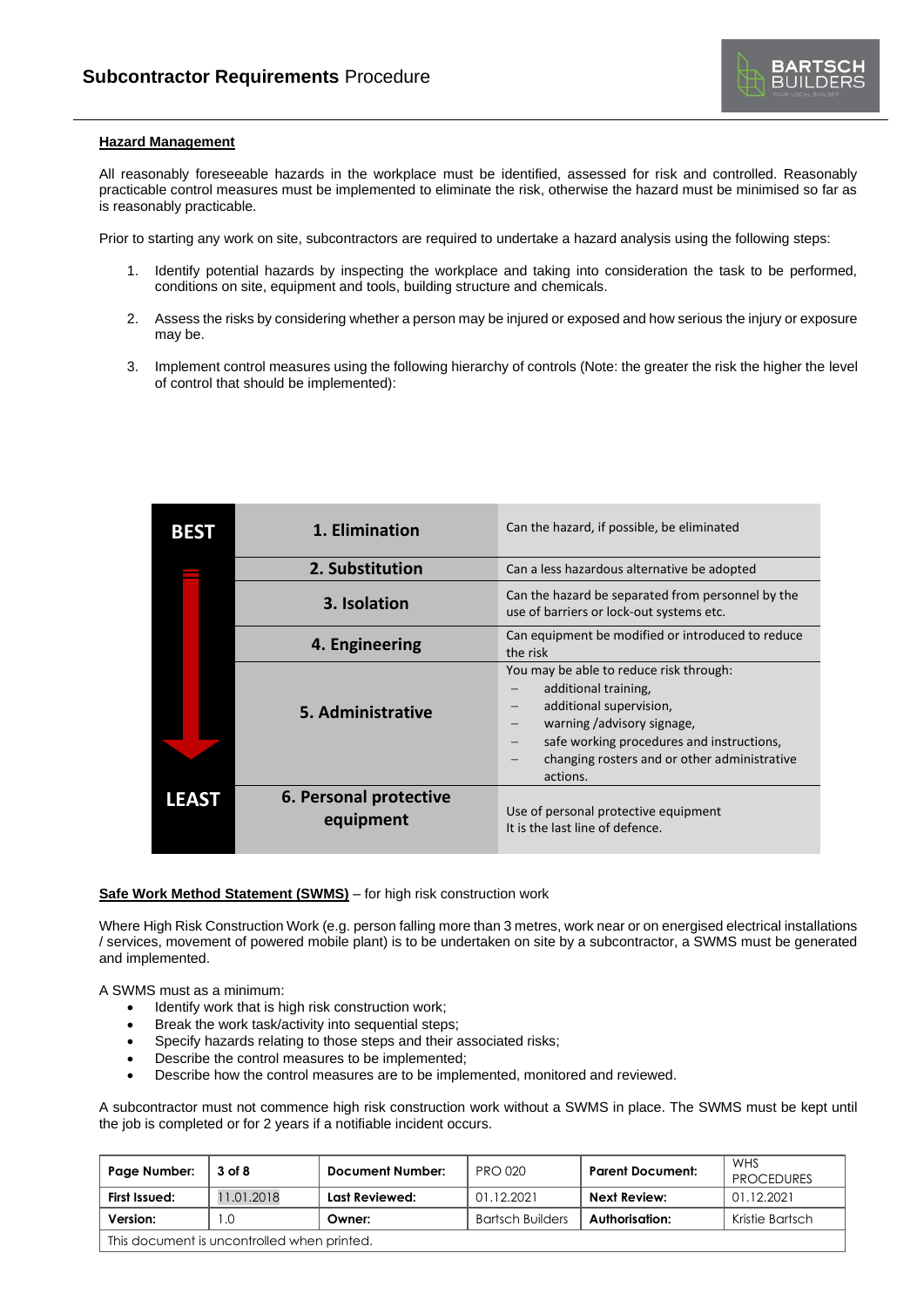## Hazard Management

All reasonably foreseeable hazards in the workplace must be identified, assessed for risk and controlled. Reasonably practicable control measures must be implemented to eliminate the risk, otherwise the hazard must be minimised so far as is reasonably practicable.

Prior to starting any work on site, subcontractors are required to undertake a hazard analysis using the following steps:

1. Identify potential hazards by inspecting the workplace and taking into consideration the task to be performed, conditions on site, equipment and tools, building structure and chemicals.

2. Assess the risks by considering whether a person may be injured or exposed and how serious the injury or exposure may be.

3. Implement control measures using the following hierarchy of controls (Note: the greater the risk the higher the level of control that should be implemented):

| | Control | Description |
|---|---|---|
| **BEST** | **1. Elimination** | Can the hazard, if possible, be eliminated |
| | **2. Substitution** | Can a less hazardous alternative be adopted |
| | **3. Isolation** | Can the hazard be separated from personnel by the use of barriers or lock-out systems etc. |
| | **4. Engineering** | Can equipment be modified or introduced to reduce the risk |
| | **5. Administrative** | You may be able to reduce risk through: – additional training, – additional supervision, – warning /advisory signage, – safe working procedures and instructions, – changing rosters and other administrative actions. |
| **LEAST** | **6. Personal protective equipment** | Use of personal protective equipment. It is the last line of defence. |

**Safe Work Method Statement (SWMS)** – for high risk construction work

Where High Risk Construction Work (e.g. person falling more than 3 metres, work near or on energised electrical installations / services, movement of powered mobile plant) is to be undertaken on site by a subcontractor, a SWMS must be generated and implemented.

A SWMS must as a minimum:

- Identify work that is high risk construction work;
- Break the work task/activity into sequential steps;
- Specify hazards relating to those steps and their associated risks;
- Describe the control measures to be implemented;
- Describe how the control measures are to be implemented, monitored and reviewed.

A subcontractor must not commence high risk construction work without a SWMS in place. The SWMS must be kept until the job is completed or for 2 years if a notifiable incident occurs.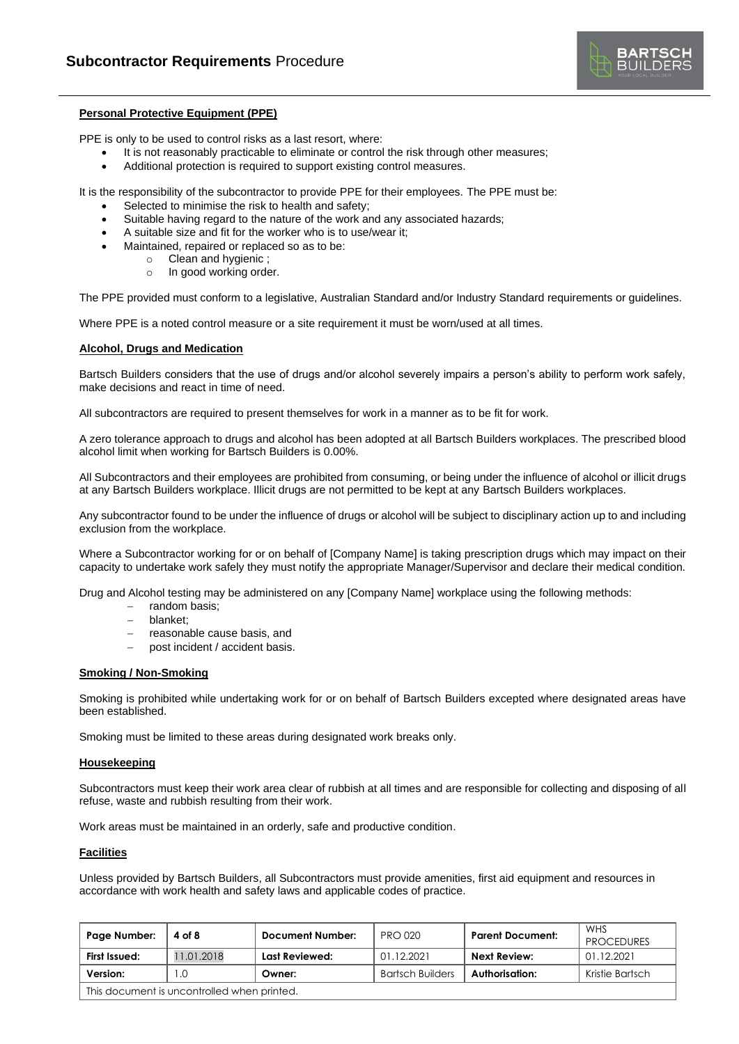#### Personal Protective Equipment (PPE)

PPE is only to be used to control risks as a last resort, where:

- It is not reasonably practicable to eliminate or control the risk through other measures;
- Additional protection is required to support existing control measures.

It is the responsibility of the subcontractor to provide PPE for their employees. The PPE must be:

- Selected to minimise the risk to health and safety;
- Suitable having regard to the nature of the work and any associated hazards;
- A suitable size and fit for the worker who is to use/wear it;
- Maintained, repaired or replaced so as to be:
  - Clean and hygienic ;
  - In good working order.

The PPE provided must conform to a legislative, Australian Standard and/or Industry Standard requirements or guidelines.

Where PPE is a noted control measure or a site requirement it must be worn/used at all times.

#### Alcohol, Drugs and Medication

Bartsch Builders considers that the use of drugs and/or alcohol severely impairs a person's ability to perform work safely, make decisions and react in time of need.

All subcontractors are required to present themselves for work in a manner as to be fit for work.

A zero tolerance approach to drugs and alcohol has been adopted at all Bartsch Builders workplaces. The prescribed blood alcohol limit when working for Bartsch Builders is 0.00%.

All Subcontractors and their employees are prohibited from consuming, or being under the influence of alcohol or illicit drugs at any Bartsch Builders workplace. Illicit drugs are not permitted to be kept at any Bartsch Builders workplaces.

Any subcontractor found to be under the influence of drugs or alcohol will be subject to disciplinary action up to and including exclusion from the workplace.

Where a Subcontractor working for or on behalf of [Company Name] is taking prescription drugs which may impact on their capacity to undertake work safely they must notify the appropriate Manager/Supervisor and declare their medical condition.

Drug and Alcohol testing may be administered on any [Company Name] workplace using the following methods:

- random basis;
- blanket;
- reasonable cause basis, and
- post incident / accident basis.

#### Smoking / Non-Smoking

Smoking is prohibited while undertaking work for or on behalf of Bartsch Builders excepted where designated areas have been established.

Smoking must be limited to these areas during designated work breaks only.

#### Housekeeping

Subcontractors must keep their work area clear of rubbish at all times and are responsible for collecting and disposing of all refuse, waste and rubbish resulting from their work.

Work areas must be maintained in an orderly, safe and productive condition.

#### Facilities

Unless provided by Bartsch Builders, all Subcontractors must provide amenities, first aid equipment and resources in accordance with work health and safety laws and applicable codes of practice.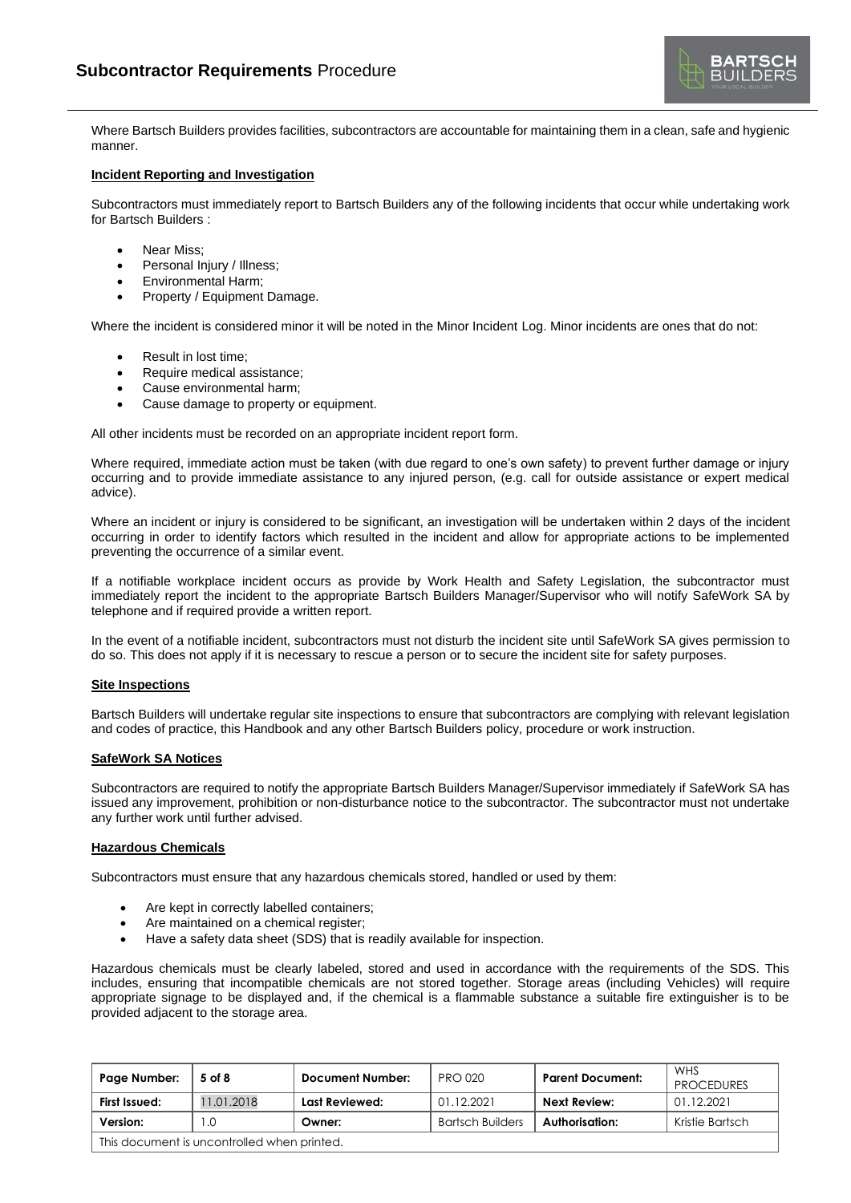Where Bartsch Builders provides facilities, subcontractors are accountable for maintaining them in a clean, safe and hygienic manner.

**Incident Reporting and Investigation**

Subcontractors must immediately report to Bartsch Builders any of the following incidents that occur while undertaking work for Bartsch Builders :

- Near Miss;
- Personal Injury / Illness;
- Environmental Harm;
- Property / Equipment Damage.

Where the incident is considered minor it will be noted in the Minor Incident Log. Minor incidents are ones that do not:

- Result in lost time;
- Require medical assistance;
- Cause environmental harm;
- Cause damage to property or equipment.

All other incidents must be recorded on an appropriate incident report form.

Where required, immediate action must be taken (with due regard to one's own safety) to prevent further damage or injury occurring and to provide immediate assistance to any injured person, (e.g. call for outside assistance or expert medical advice).

Where an incident or injury is considered to be significant, an investigation will be undertaken within 2 days of the incident occurring in order to identify factors which resulted in the incident and allow for appropriate actions to be implemented preventing the occurrence of a similar event.

If a notifiable workplace incident occurs as provide by Work Health and Safety Legislation, the subcontractor must immediately report the incident to the appropriate Bartsch Builders Manager/Supervisor who will notify SafeWork SA by telephone and if required provide a written report.

In the event of a notifiable incident, subcontractors must not disturb the incident site until SafeWork SA gives permission to do so. This does not apply if it is necessary to rescue a person or to secure the incident site for safety purposes.

**Site Inspections**

Bartsch Builders will undertake regular site inspections to ensure that subcontractors are complying with relevant legislation and codes of practice, this Handbook and any other Bartsch Builders policy, procedure or work instruction.

**SafeWork SA Notices**

Subcontractors are required to notify the appropriate Bartsch Builders Manager/Supervisor immediately if SafeWork SA has issued any improvement, prohibition or non-disturbance notice to the subcontractor. The subcontractor must not undertake any further work until further advised.

**Hazardous Chemicals**

Subcontractors must ensure that any hazardous chemicals stored, handled or used by them:

- Are kept in correctly labelled containers;
- Are maintained on a chemical register;
- Have a safety data sheet (SDS) that is readily available for inspection.

Hazardous chemicals must be clearly labeled, stored and used in accordance with the requirements of the SDS. This includes, ensuring that incompatible chemicals are not stored together. Storage areas (including Vehicles) will require appropriate signage to be displayed and, if the chemical is a flammable substance a suitable fire extinguisher is to be provided adjacent to the storage area.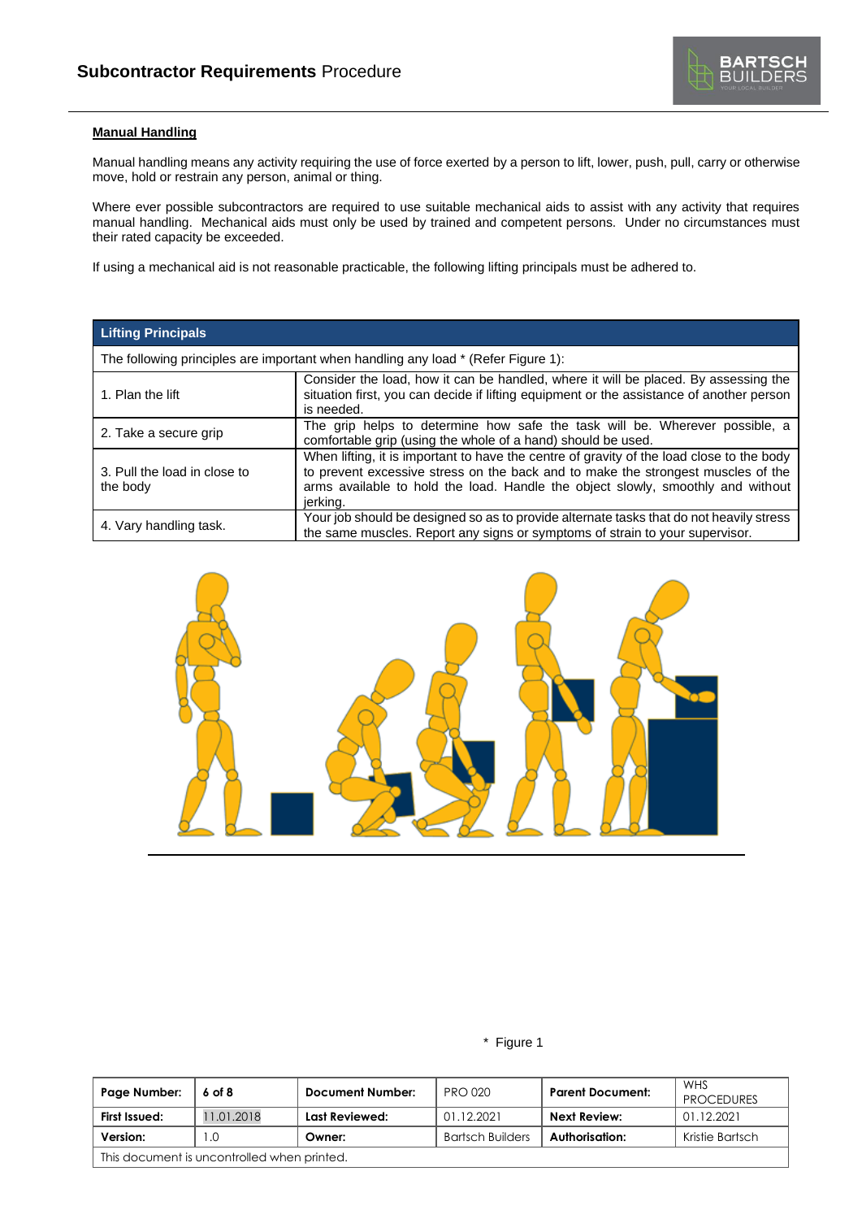**Manual Handling**

Manual handling means any activity requiring the use of force exerted by a person to lift, lower, push, pull, carry or otherwise move, hold or restrain any person, animal or thing.

Where ever possible subcontractors are required to use suitable mechanical aids to assist with any activity that requires manual handling. Mechanical aids must only be used by trained and competent persons. Under no circumstances must their rated capacity be exceeded.

If using a mechanical aid is not reasonable practicable, the following lifting principals must be adhered to.

| Lifting Principals | |
|---|---|
| The following principles are important when handling any load * (Refer Figure 1): | |
| 1. Plan the lift | Consider the load, how it can be handled, where it will be placed. By assessing the situation first, you can decide if lifting equipment or the assistance of another person is needed. |
| 2. Take a secure grip | The grip helps to determine how safe the task will be. Wherever possible, a comfortable grip (using the whole of a hand) should be used. |
| 3. Pull the load in close to the body | When lifting, it is important to have the centre of gravity of the load close to the body to prevent excessive stress on the back and to make the strongest muscles of the arms available to hold the load. Handle the object slowly, smoothly and without jerking. |
| 4. Vary handling task. | Your job should be designed so as to provide alternate tasks that do not heavily stress the same muscles. Report any signs or symptoms of strain to your supervisor. |

\* Figure 1

| Page Number: | 6 of 8 | Document Number: | PRO 020 | Parent Document: | WHS PROCEDURES |
|---|---|---|---|---|---|
| First Issued: | 11.01.2018 | Last Reviewed: | 01.12.2021 | Next Review: | 01.12.2021 |
| Version: | 1.0 | Owner: | Bartsch Builders | Authorisation: | Kristie Bartsch |
| This document is uncontrolled when printed. | | | | | |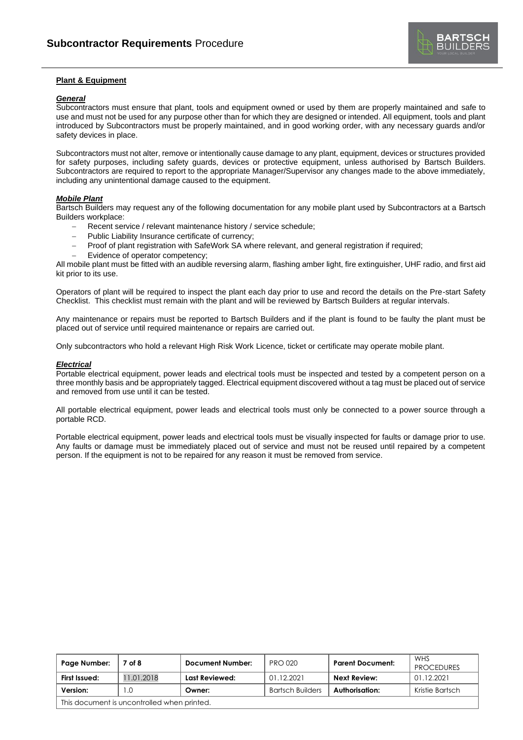## Plant & Equipment

### ***General***

Subcontractors must ensure that plant, tools and equipment owned or used by them are properly maintained and safe to use and must not be used for any purpose other than for which they are designed or intended. All equipment, tools and plant introduced by Subcontractors must be properly maintained, and in good working order, with any necessary guards and/or safety devices in place.

Subcontractors must not alter, remove or intentionally cause damage to any plant, equipment, devices or structures provided for safety purposes, including safety guards, devices or protective equipment, unless authorised by Bartsch Builders. Subcontractors are required to report to the appropriate Manager/Supervisor any changes made to the above immediately, including any unintentional damage caused to the equipment.

### ***Mobile Plant***

Bartsch Builders may request any of the following documentation for any mobile plant used by Subcontractors at a Bartsch Builders workplace:

- Recent service / relevant maintenance history / service schedule;
- Public Liability Insurance certificate of currency;
- Proof of plant registration with SafeWork SA where relevant, and general registration if required;
- Evidence of operator competency;

All mobile plant must be fitted with an audible reversing alarm, flashing amber light, fire extinguisher, UHF radio, and first aid kit prior to its use.

Operators of plant will be required to inspect the plant each day prior to use and record the details on the Pre-start Safety Checklist. This checklist must remain with the plant and will be reviewed by Bartsch Builders at regular intervals.

Any maintenance or repairs must be reported to Bartsch Builders and if the plant is found to be faulty the plant must be placed out of service until required maintenance or repairs are carried out.

Only subcontractors who hold a relevant High Risk Work Licence, ticket or certificate may operate mobile plant.

### ***Electrical***

Portable electrical equipment, power leads and electrical tools must be inspected and tested by a competent person on a three monthly basis and be appropriately tagged. Electrical equipment discovered without a tag must be placed out of service and removed from use until it can be tested.

All portable electrical equipment, power leads and electrical tools must only be connected to a power source through a portable RCD.

Portable electrical equipment, power leads and electrical tools must be visually inspected for faults or damage prior to use. Any faults or damage must be immediately placed out of service and must not be reused until repaired by a competent person. If the equipment is not to be repaired for any reason it must be removed from service.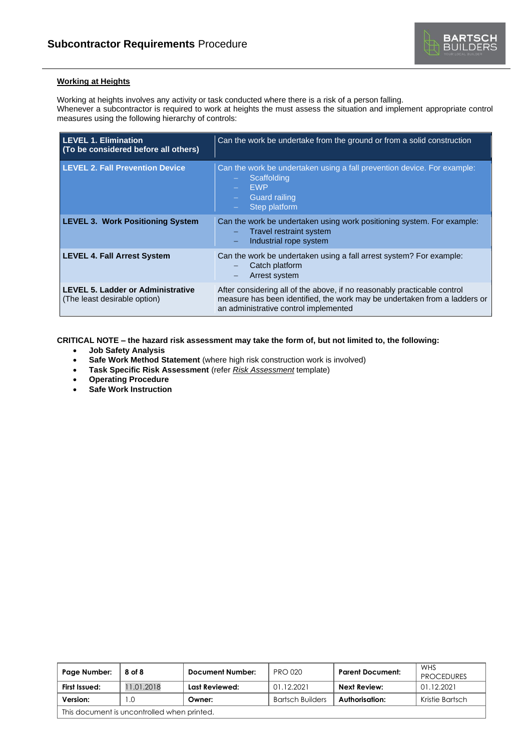**Working at Heights**

Working at heights involves any activity or task conducted where there is a risk of a person falling.
Whenever a subcontractor is required to work at heights the must assess the situation and implement appropriate control measures using the following hierarchy of controls:

| | |
|---|---|
| **LEVEL 1. Elimination** **(To be considered before all others)** | Can the work be undertake from the ground or from a solid construction |
| **LEVEL 2. Fall Prevention Device** | Can the work be undertaken using a fall prevention device. For example: – Scaffolding – EWP – Guard railing – Step platform |
| **LEVEL 3. Work Positioning System** | Can the work be undertaken using work positioning system. For example: – Travel restraint system – Industrial rope system |
| **LEVEL 4. Fall Arrest System** | Can the work be undertaken using a fall arrest system? For example: – Catch platform – Arrest system |
| **LEVEL 5. Ladder or Administrative** (The least desirable option) | After considering all of the above, if no reasonably practicable control measure has been identified, the work may be undertaken from a ladders or an administrative control implemented |

**CRITICAL NOTE – the hazard risk assessment may take the form of, but not limited to, the following:**

- **Job Safety Analysis**
- **Safe Work Method Statement** (where high risk construction work is involved)
- **Task Specific Risk Assessment** (refer *Risk Assessment* template)
- **Operating Procedure**
- **Safe Work Instruction**

| | | | | | |
|---|---|---|---|---|---|
| **Page Number:** | 8 of 8 | **Document Number:** | PRO 020 | **Parent Document:** | WHS PROCEDURES |
| **First Issued:** | 11.01.2018 | **Last Reviewed:** | 01.12.2021 | **Next Review:** | 01.12.2021 |
| **Version:** | 1.0 | **Owner:** | Bartsch Builders | **Authorisation:** | Kristie Bartsch |
| This document is uncontrolled when printed. | | | | | |